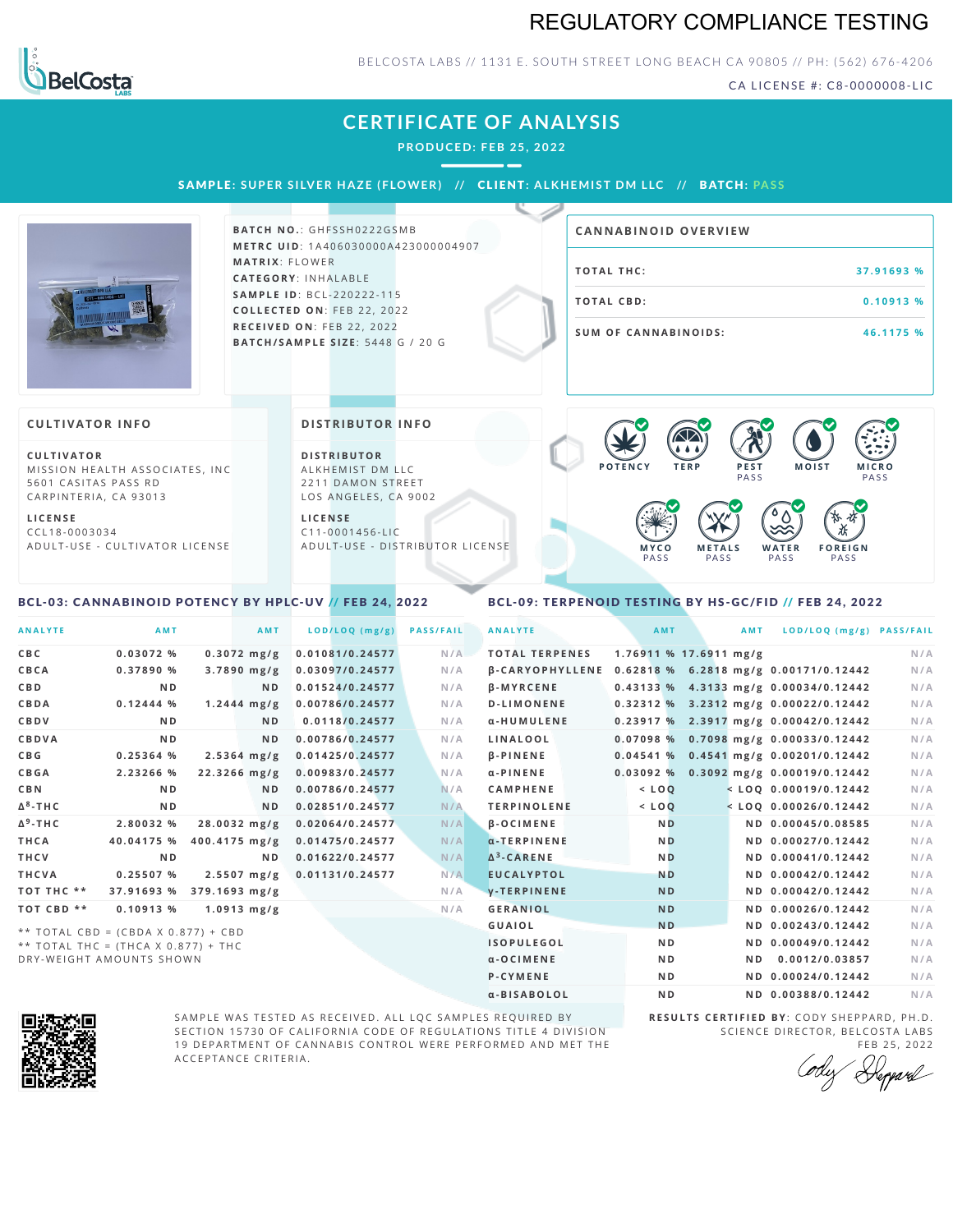# REGULATORY COMPLIANCE TESTING

BELCOSTA LABS // 1131 E. SOUTH STREET LONG BEACH CA 90805 // PH: (562) 676-4206

CA LICENSE #: C8-0000008-LIC

## CERTIFICATE OF ANALYSIS

PRODUCED: FEB 25, 2022

**SAMPLE:** SUPER SILVER HAZE (FLOWER) // **CLIENT:** ALKHEMIST DM LLC // **BATCH:** PASS

**BATCH NO.:** GHFSSH0222GSMB
**METRC UID:** 1A406030000A423000004907
**MATRIX:** FLOWER
**CATEGORY:** INHALABLE
**SAMPLE ID:** BCL-220222-115
**COLLECTED ON:** FEB 22, 2022
**RECEIVED ON:** FEB 22, 2022
**BATCH/SAMPLE SIZE:** 5448 G / 20 G

### CANNABINOID OVERVIEW

| | |
|---|---|
| TOTAL THC: | 37.91693 % |
| TOTAL CBD: | 0.10913 % |
| SUM OF CANNABINOIDS: | 46.1175 % |

### CULTIVATOR INFO

**CULTIVATOR**
MISSION HEALTH ASSOCIATES, INC
5601 CASITAS PASS RD
CARPINTERIA, CA 93013

**LICENSE**
CCL18-0003034
ADULT-USE - CULTIVATOR LICENSE

### DISTRIBUTOR INFO

**DISTRIBUTOR**
ALKHEMIST DM LLC
2211 DAMON STREET
LOS ANGELES, CA 9002

**LICENSE**
C11-0001456-LIC
ADULT-USE - DISTRIBUTOR LICENSE

POTENCY | TERP | PEST PASS | MOIST | MICRO PASS | MYCO PASS | METALS PASS | WATER PASS | FOREIGN PASS

### BCL-03: CANNABINOID POTENCY BY HPLC-UV // FEB 24, 2022

| ANALYTE | AMT | AMT | LOD/LOQ (mg/g) | PASS/FAIL |
|---|---|---|---|---|
| CBC | 0.03072 % | 0.3072 mg/g | 0.01081/0.24577 | N/A |
| CBCA | 0.37890 % | 3.7890 mg/g | 0.03097/0.24577 | N/A |
| CBD | ND | ND | 0.01524/0.24577 | N/A |
| CBDA | 0.12444 % | 1.2444 mg/g | 0.00786/0.24577 | N/A |
| CBDV | ND | ND | 0.0118/0.24577 | N/A |
| CBDVA | ND | ND | 0.00786/0.24577 | N/A |
| CBG | 0.25364 % | 2.5364 mg/g | 0.01425/0.24577 | N/A |
| CBGA | 2.23266 % | 22.3266 mg/g | 0.00983/0.24577 | N/A |
| CBN | ND | ND | 0.00786/0.24577 | N/A |
| Δ8-THC | ND | ND | 0.02851/0.24577 | N/A |
| Δ9-THC | 2.80032 % | 28.0032 mg/g | 0.02064/0.24577 | N/A |
| THCA | 40.04175 % | 400.4175 mg/g | 0.01475/0.24577 | N/A |
| THCV | ND | ND | 0.01622/0.24577 | N/A |
| THCVA | 0.25507 % | 2.5507 mg/g | 0.01131/0.24577 | N/A |
| TOT THC ** | 37.91693 % | 379.1693 mg/g | | N/A |
| TOT CBD ** | 0.10913 % | 1.0913 mg/g | | N/A |

** TOTAL CBD = (CBDA X 0.877) + CBD
** TOTAL THC = (THCA X 0.877) + THC
DRY-WEIGHT AMOUNTS SHOWN

### BCL-09: TERPENOID TESTING BY HS-GC/FID // FEB 24, 2022

| ANALYTE | AMT | AMT | LOD/LOQ (mg/g) | PASS/FAIL |
|---|---|---|---|---|
| TOTAL TERPENES | 1.76911 % | 17.6911 mg/g | | N/A |
| β-CARYOPHYLLENE | 0.62818 % | 6.2818 mg/g | 0.00171/0.12442 | N/A |
| β-MYRCENE | 0.43133 % | 4.3133 mg/g | 0.00034/0.12442 | N/A |
| D-LIMONENE | 0.32312 % | 3.2312 mg/g | 0.00022/0.12442 | N/A |
| α-HUMULENE | 0.23917 % | 2.3917 mg/g | 0.00042/0.12442 | N/A |
| LINALOOL | 0.07098 % | 0.7098 mg/g | 0.00033/0.12442 | N/A |
| β-PINENE | 0.04541 % | 0.4541 mg/g | 0.00201/0.12442 | N/A |
| α-PINENE | 0.03092 % | 0.3092 mg/g | 0.00019/0.12442 | N/A |
| CAMPHENE | < LOQ | < LOQ | 0.00019/0.12442 | N/A |
| TERPINOLENE | < LOQ | < LOQ | 0.00026/0.12442 | N/A |
| β-OCIMENE | ND | ND | 0.00045/0.08585 | N/A |
| α-TERPINENE | ND | ND | 0.00027/0.12442 | N/A |
| Δ3-CARENE | ND | ND | 0.00041/0.12442 | N/A |
| EUCALYPTOL | ND | ND | 0.00042/0.12442 | N/A |
| γ-TERPINENE | ND | ND | 0.00042/0.12442 | N/A |
| GERANIOL | ND | ND | 0.00026/0.12442 | N/A |
| GUAIOL | ND | ND | 0.00243/0.12442 | N/A |
| ISOPULEGOL | ND | ND | 0.00049/0.12442 | N/A |
| α-OCIMENE | ND | ND | 0.0012/0.03857 | N/A |
| P-CYMENE | ND | ND | 0.00024/0.12442 | N/A |
| α-BISABOLOL | ND | ND | 0.00388/0.12442 | N/A |

SAMPLE WAS TESTED AS RECEIVED. ALL LQC SAMPLES REQUIRED BY SECTION 15730 OF CALIFORNIA CODE OF REGULATIONS TITLE 4 DIVISION 19 DEPARTMENT OF CANNABIS CONTROL WERE PERFORMED AND MET THE ACCEPTANCE CRITERIA.

**RESULTS CERTIFIED BY:** CODY SHEPPARD, PH.D.
SCIENCE DIRECTOR, BELCOSTA LABS
FEB 25, 2022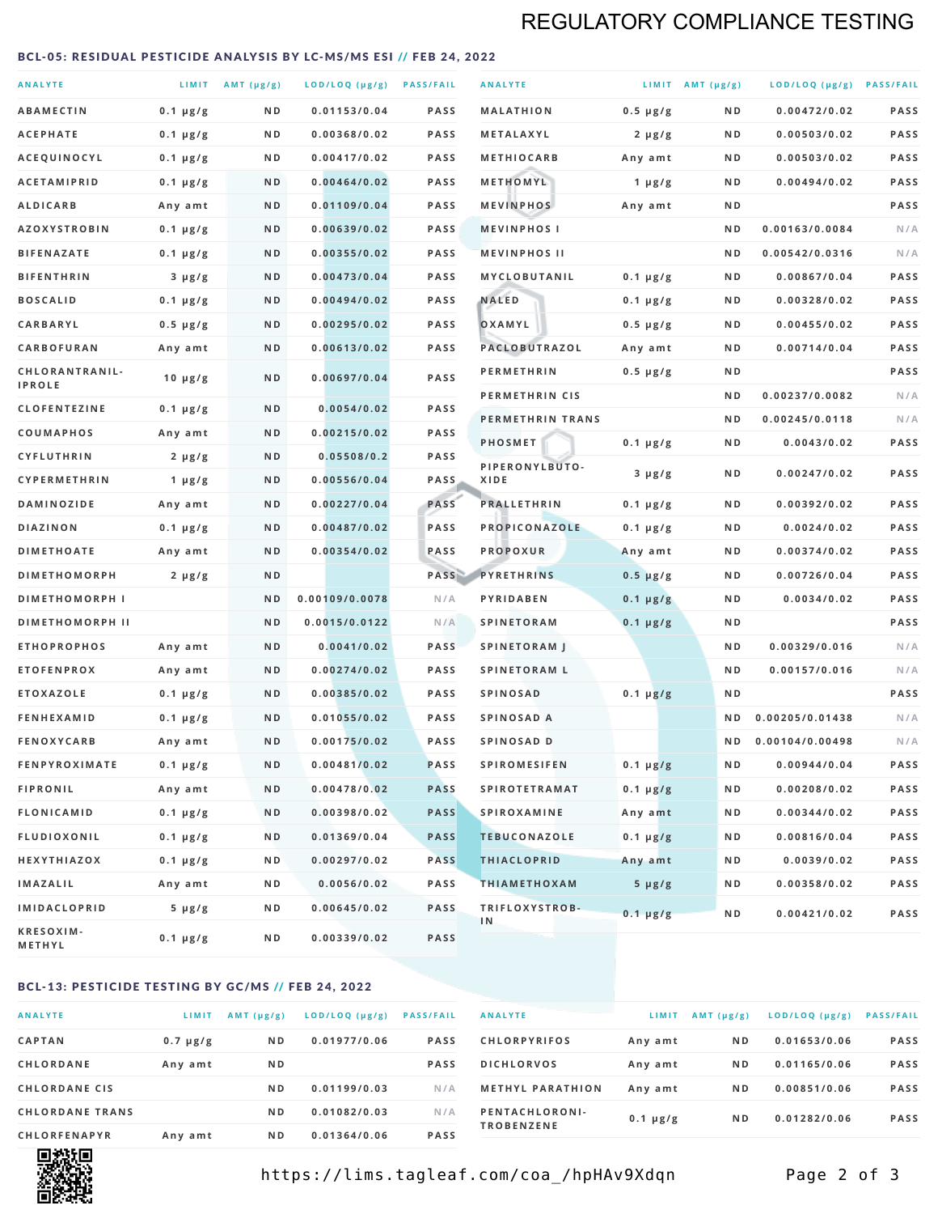# REGULATORY COMPLIANCE TESTING

## BCL-05: RESIDUAL PESTICIDE ANALYSIS BY LC-MS/MS ESI // FEB 24, 2022

| ANALYTE | LIMIT | AMT (μg/g) | LOD/LOQ (μg/g) | PASS/FAIL |
|---|---|---|---|---|
| ABAMECTIN | 0.1 μg/g | ND | 0.01153/0.04 | PASS |
| ACEPHATE | 0.1 μg/g | ND | 0.00368/0.02 | PASS |
| ACEQUINOCYL | 0.1 μg/g | ND | 0.00417/0.02 | PASS |
| ACETAMIPRID | 0.1 μg/g | ND | 0.00464/0.02 | PASS |
| ALDICARB | Any amt | ND | 0.01109/0.04 | PASS |
| AZOXYSTROBIN | 0.1 μg/g | ND | 0.00639/0.02 | PASS |
| BIFENAZATE | 0.1 μg/g | ND | 0.00355/0.02 | PASS |
| BIFENTHRIN | 3 μg/g | ND | 0.00473/0.04 | PASS |
| BOSCALID | 0.1 μg/g | ND | 0.00494/0.02 | PASS |
| CARBARYL | 0.5 μg/g | ND | 0.00295/0.02 | PASS |
| CARBOFURAN | Any amt | ND | 0.00613/0.02 | PASS |
| CHLORANTRANILIPROLE | 10 μg/g | ND | 0.00697/0.04 | PASS |
| CLOFENTEZINE | 0.1 μg/g | ND | 0.0054/0.02 | PASS |
| COUMAPHOS | Any amt | ND | 0.00215/0.02 | PASS |
| CYFLUTHRIN | 2 μg/g | ND | 0.05508/0.2 | PASS |
| CYPERMETHRIN | 1 μg/g | ND | 0.00556/0.04 | PASS |
| DAMINOZIDE | Any amt | ND | 0.00227/0.04 | PASS |
| DIAZINON | 0.1 μg/g | ND | 0.00487/0.02 | PASS |
| DIMETHOATE | Any amt | ND | 0.00354/0.02 | PASS |
| DIMETHOMORPH | 2 μg/g | ND | | PASS |
| DIMETHOMORPH I | | ND | 0.00109/0.0078 | N/A |
| DIMETHOMORPH II | | ND | 0.0015/0.0122 | N/A |
| ETHOPROPHOS | Any amt | ND | 0.0041/0.02 | PASS |
| ETOFENPROX | Any amt | ND | 0.00274/0.02 | PASS |
| ETOXAZOLE | 0.1 μg/g | ND | 0.00385/0.02 | PASS |
| FENHEXAMID | 0.1 μg/g | ND | 0.01055/0.02 | PASS |
| FENOXYCARB | Any amt | ND | 0.00175/0.02 | PASS |
| FENPYROXIMATE | 0.1 μg/g | ND | 0.00481/0.02 | PASS |
| FIPRONIL | Any amt | ND | 0.00478/0.02 | PASS |
| FLONICAMID | 0.1 μg/g | ND | 0.00398/0.02 | PASS |
| FLUDIOXONIL | 0.1 μg/g | ND | 0.01369/0.04 | PASS |
| HEXYTHIAZOX | 0.1 μg/g | ND | 0.00297/0.02 | PASS |
| IMAZALIL | Any amt | ND | 0.0056/0.02 | PASS |
| IMIDACLOPRID | 5 μg/g | ND | 0.00645/0.02 | PASS |
| KRESOXIM-METHYL | 0.1 μg/g | ND | 0.00339/0.02 | PASS |
| MALATHION | 0.5 μg/g | ND | 0.00472/0.02 | PASS |
| METALAXYL | 2 μg/g | ND | 0.00503/0.02 | PASS |
| METHIOCARB | Any amt | ND | 0.00503/0.02 | PASS |
| METHOMYL | 1 μg/g | ND | 0.00494/0.02 | PASS |
| MEVINPHOS | Any amt | ND | | PASS |
| MEVINPHOS I | | ND | 0.00163/0.0084 | N/A |
| MEVINPHOS II | | ND | 0.00542/0.0316 | N/A |
| MYCLOBUTANIL | 0.1 μg/g | ND | 0.00867/0.04 | PASS |
| NALED | 0.1 μg/g | ND | 0.00328/0.02 | PASS |
| OXAMYL | 0.5 μg/g | ND | 0.00455/0.02 | PASS |
| PACLOBUTRAZOL | Any amt | ND | 0.00714/0.04 | PASS |
| PERMETHRIN | 0.5 μg/g | ND | | PASS |
| PERMETHRIN CIS | | ND | 0.00237/0.0082 | N/A |
| PERMETHRIN TRANS | | ND | 0.00245/0.0118 | N/A |
| PHOSMET | 0.1 μg/g | ND | 0.0043/0.02 | PASS |
| PIPERONYLBUTOXIDE | 3 μg/g | ND | 0.00247/0.02 | PASS |
| PRALLETHRIN | 0.1 μg/g | ND | 0.00392/0.02 | PASS |
| PROPICONAZOLE | 0.1 μg/g | ND | 0.0024/0.02 | PASS |
| PROPOXUR | Any amt | ND | 0.00374/0.02 | PASS |
| PYRETHRINS | 0.5 μg/g | ND | 0.00726/0.04 | PASS |
| PYRIDABEN | 0.1 μg/g | ND | 0.0034/0.02 | PASS |
| SPINETORAM | 0.1 μg/g | ND | | PASS |
| SPINETORAM J | | ND | 0.00329/0.016 | N/A |
| SPINETORAM L | | ND | 0.00157/0.016 | N/A |
| SPINOSAD | 0.1 μg/g | ND | | PASS |
| SPINOSAD A | | ND | 0.00205/0.01438 | N/A |
| SPINOSAD D | | ND | 0.00104/0.00498 | N/A |
| SPIROMESIFEN | 0.1 μg/g | ND | 0.00944/0.04 | PASS |
| SPIROTETRAMAT | 0.1 μg/g | ND | 0.00208/0.02 | PASS |
| SPIROXAMINE | Any amt | ND | 0.00344/0.02 | PASS |
| TEBUCONAZOLE | 0.1 μg/g | ND | 0.00816/0.04 | PASS |
| THIACLOPRID | Any amt | ND | 0.0039/0.02 | PASS |
| THIAMETHOXAM | 5 μg/g | ND | 0.00358/0.02 | PASS |
| TRIFLOXYSTROBIN | 0.1 μg/g | ND | 0.00421/0.02 | PASS |

## BCL-13: PESTICIDE TESTING BY GC/MS // FEB 24, 2022

| ANALYTE | LIMIT | AMT (μg/g) | LOD/LOQ (μg/g) | PASS/FAIL |
|---|---|---|---|---|
| CAPTAN | 0.7 μg/g | ND | 0.01977/0.06 | PASS |
| CHLORDANE | Any amt | ND | | PASS |
| CHLORDANE CIS | | ND | 0.01199/0.03 | N/A |
| CHLORDANE TRANS | | ND | 0.01082/0.03 | N/A |
| CHLORFENAPYR | Any amt | ND | 0.01364/0.06 | PASS |
| CHLORPYRIFOS | Any amt | ND | 0.01653/0.06 | PASS |
| DICHLORVOS | Any amt | ND | 0.01165/0.06 | PASS |
| METHYL PARATHION | Any amt | ND | 0.00851/0.06 | PASS |
| PENTACHLORONITROBENZENE | 0.1 μg/g | ND | 0.01282/0.06 | PASS |

https://lims.tagleaf.com/coa_/hpHAv9Xdqn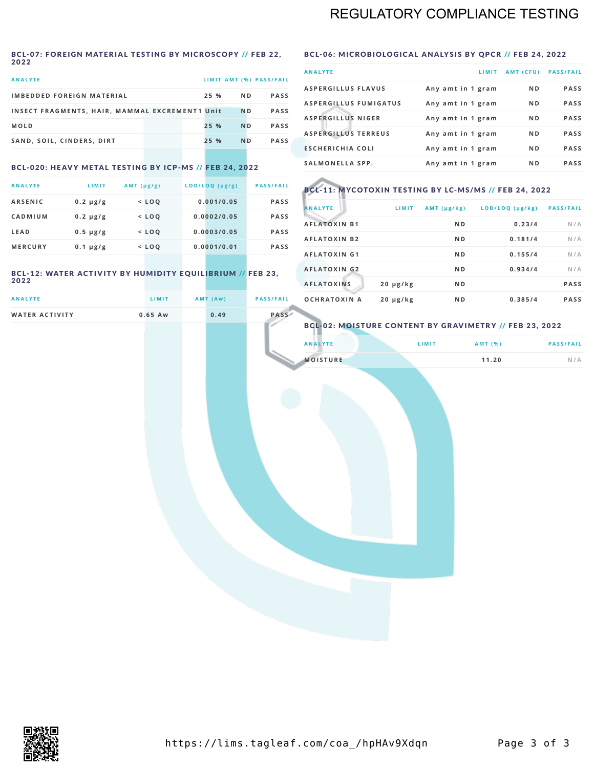# REGULATORY COMPLIANCE TESTING

## BCL-07: FOREIGN MATERIAL TESTING BY MICROSCOPY // FEB 22, 2022

| ANALYTE | LIMIT | AMT (%) | PASS/FAIL |
|---|---|---|---|
| IMBEDDED FOREIGN MATERIAL | 25 % | ND | PASS |
| INSECT FRAGMENTS, HAIR, MAMMAL EXCREMENT | 1 Unit | ND | PASS |
| MOLD | 25 % | ND | PASS |
| SAND, SOIL, CINDERS, DIRT | 25 % | ND | PASS |

## BCL-020: HEAVY METAL TESTING BY ICP-MS // FEB 24, 2022

| ANALYTE | LIMIT | AMT (μg/g) | LOD/LOQ (μg/g) | PASS/FAIL |
|---|---|---|---|---|
| ARSENIC | 0.2 μg/g | < LOQ | 0.001/0.05 | PASS |
| CADMIUM | 0.2 μg/g | < LOQ | 0.0002/0.05 | PASS |
| LEAD | 0.5 μg/g | < LOQ | 0.0003/0.05 | PASS |
| MERCURY | 0.1 μg/g | < LOQ | 0.0001/0.01 | PASS |

## BCL-12: WATER ACTIVITY BY HUMIDITY EQUILIBRIUM // FEB 23, 2022

| ANALYTE | LIMIT | AMT (Aw) | PASS/FAIL |
|---|---|---|---|
| WATER ACTIVITY | 0.65 Aw | 0.49 | PASS |

## BCL-06: MICROBIOLOGICAL ANALYSIS BY QPCR // FEB 24, 2022

| ANALYTE | LIMIT | AMT (CFU) | PASS/FAIL |
|---|---|---|---|
| ASPERGILLUS FLAVUS | Any amt in 1 gram | ND | PASS |
| ASPERGILLUS FUMIGATUS | Any amt in 1 gram | ND | PASS |
| ASPERGILLUS NIGER | Any amt in 1 gram | ND | PASS |
| ASPERGILLUS TERREUS | Any amt in 1 gram | ND | PASS |
| ESCHERICHIA COLI | Any amt in 1 gram | ND | PASS |
| SALMONELLA SPP. | Any amt in 1 gram | ND | PASS |

## BCL-11: MYCOTOXIN TESTING BY LC-MS/MS // FEB 24, 2022

| ANALYTE | LIMIT | AMT (μg/kg) | LOD/LOQ (μg/kg) | PASS/FAIL |
|---|---|---|---|---|
| AFLATOXIN B1 | | ND | 0.23/4 | N/A |
| AFLATOXIN B2 | | ND | 0.181/4 | N/A |
| AFLATOXIN G1 | | ND | 0.155/4 | N/A |
| AFLATOXIN G2 | | ND | 0.934/4 | N/A |
| AFLATOXINS | 20 μg/kg | ND | | PASS |
| OCHRATOXIN A | 20 μg/kg | ND | 0.385/4 | PASS |

## BCL-02: MOISTURE CONTENT BY GRAVIMETRY // FEB 23, 2022

| ANALYTE | LIMIT | AMT (%) | PASS/FAIL |
|---|---|---|---|
| MOISTURE | | 11.20 | N/A |

https://lims.tagleaf.com/coa_/hpHAv9Xdqn